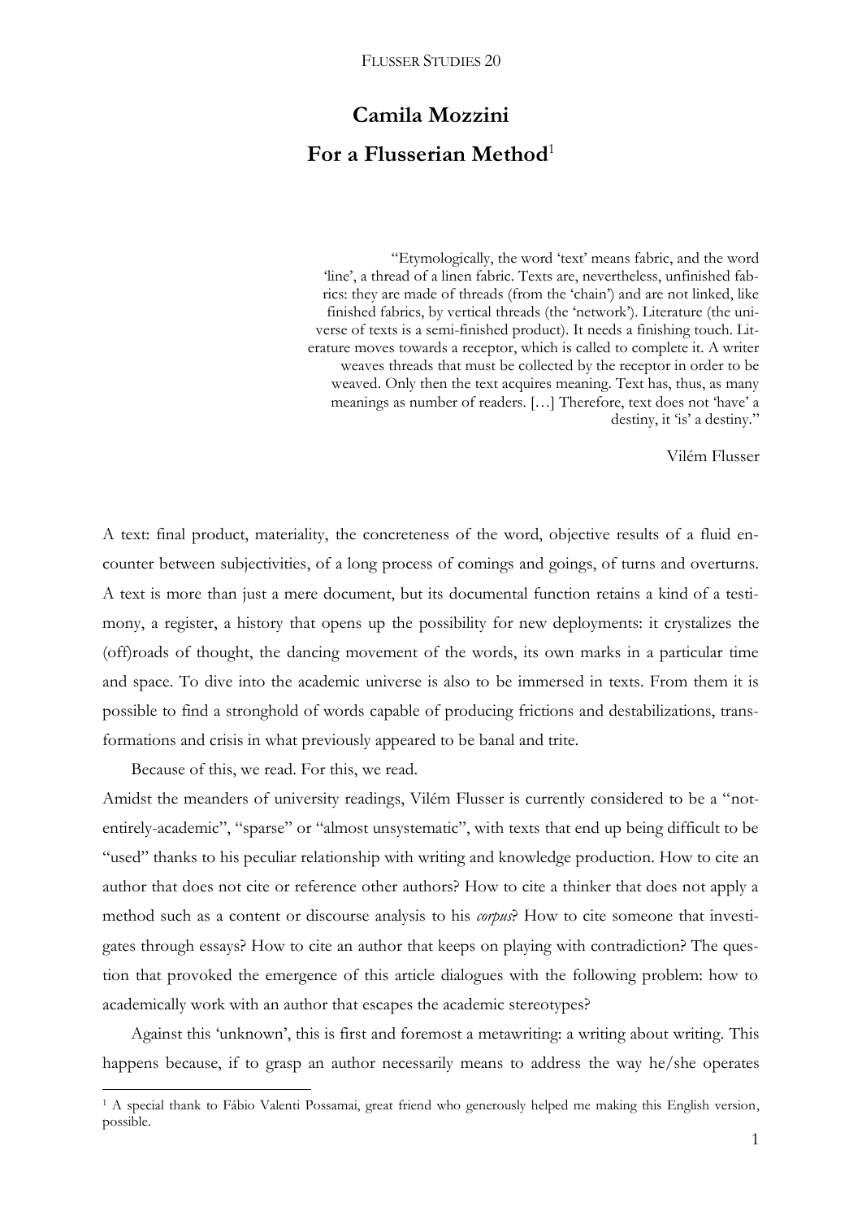# Camila Mozzini

# For a Flusserian Method[1]

> "Etymologically, the word 'text' means fabric, and the word 'line', a thread of a linen fabric. Texts are, nevertheless, unfinished fabrics: they are made of threads (from the 'chain') and are not linked, like finished fabrics, by vertical threads (the 'network'). Literature (the universe of texts is a semi-finished product). It needs a finishing touch. Literature moves towards a receptor, which is called to complete it. A writer weaves threads that must be collected by the receptor in order to be weaved. Only then the text acquires meaning. Text has, thus, as many meanings as number of readers. […] Therefore, text does not 'have' a destiny, it 'is' a destiny."
>
> Vilém Flusser

A text: final product, materiality, the concreteness of the word, objective results of a fluid encounter between subjectivities, of a long process of comings and goings, of turns and overturns. A text is more than just a mere document, but its documental function retains a kind of a testimony, a register, a history that opens up the possibility for new deployments: it crystalizes the (off)roads of thought, the dancing movement of the words, its own marks in a particular time and space. To dive into the academic universe is also to be immersed in texts. From them it is possible to find a stronghold of words capable of producing frictions and destabilizations, transformations and crisis in what previously appeared to be banal and trite.

Because of this, we read. For this, we read.

Amidst the meanders of university readings, Vilém Flusser is currently considered to be a "not-entirely-academic", "sparse" or "almost unsystematic", with texts that end up being difficult to be "used" thanks to his peculiar relationship with writing and knowledge production. How to cite an author that does not cite or reference other authors? How to cite a thinker that does not apply a method such as a content or discourse analysis to his *corpus*? How to cite someone that investigates through essays? How to cite an author that keeps on playing with contradiction? The question that provoked the emergence of this article dialogues with the following problem: how to academically work with an author that escapes the academic stereotypes?

Against this 'unknown', this is first and foremost a metawriting: a writing about writing. This happens because, if to grasp an author necessarily means to address the way he/she operates

[1] A special thank to Fábio Valenti Possamai, great friend who generously helped me making this English version, possible.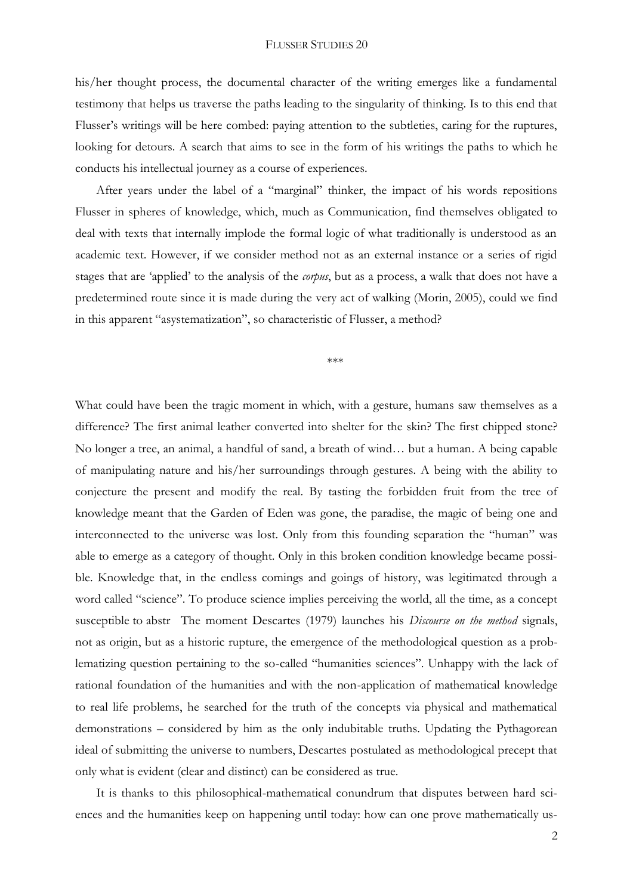his/her thought process, the documental character of the writing emerges like a fundamental testimony that helps us traverse the paths leading to the singularity of thinking. Is to this end that Flusser's writings will be here combed: paying attention to the subtleties, caring for the ruptures, looking for detours. A search that aims to see in the form of his writings the paths to which he conducts his intellectual journey as a course of experiences.

After years under the label of a "marginal" thinker, the impact of his words repositions Flusser in spheres of knowledge, which, much as Communication, find themselves obligated to deal with texts that internally implode the formal logic of what traditionally is understood as an academic text. However, if we consider method not as an external instance or a series of rigid stages that are 'applied' to the analysis of the *corpus*, but as a process, a walk that does not have a predetermined route since it is made during the very act of walking (Morin, 2005), could we find in this apparent "asystematization", so characteristic of Flusser, a method?

\*\*\*

What could have been the tragic moment in which, with a gesture, humans saw themselves as a difference? The first animal leather converted into shelter for the skin? The first chipped stone? No longer a tree, an animal, a handful of sand, a breath of wind… but a human. A being capable of manipulating nature and his/her surroundings through gestures. A being with the ability to conjecture the present and modify the real. By tasting the forbidden fruit from the tree of knowledge meant that the Garden of Eden was gone, the paradise, the magic of being one and interconnected to the universe was lost. Only from this founding separation the "human" was able to emerge as a category of thought. Only in this broken condition knowledge became possible. Knowledge that, in the endless comings and goings of history, was legitimated through a word called "science". To produce science implies perceiving the world, all the time, as a concept susceptible to abstr The moment Descartes (1979) launches his *Discourse on the method* signals, not as origin, but as a historic rupture, the emergence of the methodological question as a problematizing question pertaining to the so-called "humanities sciences". Unhappy with the lack of rational foundation of the humanities and with the non-application of mathematical knowledge to real life problems, he searched for the truth of the concepts via physical and mathematical demonstrations – considered by him as the only indubitable truths. Updating the Pythagorean ideal of submitting the universe to numbers, Descartes postulated as methodological precept that only what is evident (clear and distinct) can be considered as true.

It is thanks to this philosophical-mathematical conundrum that disputes between hard sciences and the humanities keep on happening until today: how can one prove mathematically us-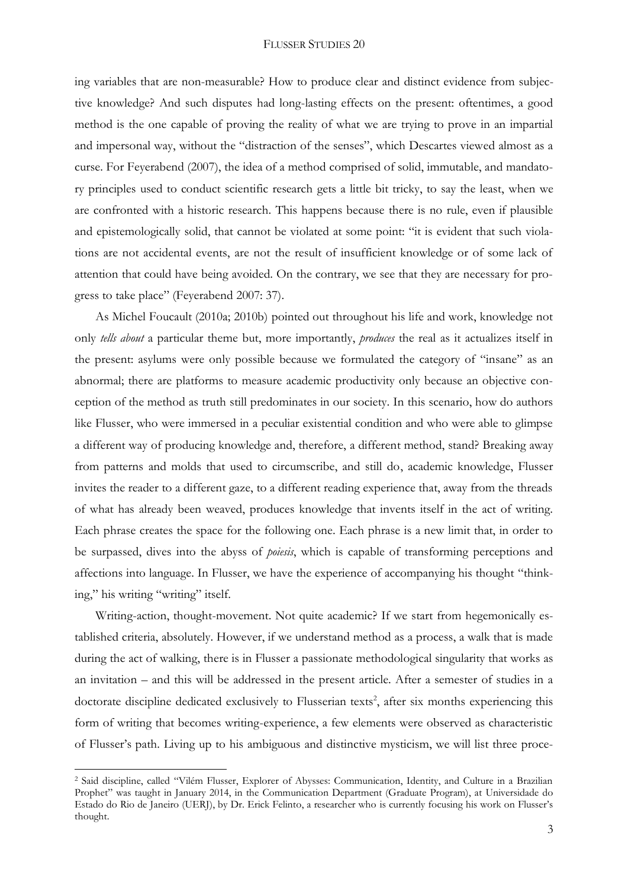ing variables that are non-measurable? How to produce clear and distinct evidence from subjective knowledge? And such disputes had long-lasting effects on the present: oftentimes, a good method is the one capable of proving the reality of what we are trying to prove in an impartial and impersonal way, without the "distraction of the senses", which Descartes viewed almost as a curse. For Feyerabend (2007), the idea of a method comprised of solid, immutable, and mandatory principles used to conduct scientific research gets a little bit tricky, to say the least, when we are confronted with a historic research. This happens because there is no rule, even if plausible and epistemologically solid, that cannot be violated at some point: "it is evident that such violations are not accidental events, are not the result of insufficient knowledge or of some lack of attention that could have being avoided. On the contrary, we see that they are necessary for progress to take place" (Feyerabend 2007: 37).

As Michel Foucault (2010a; 2010b) pointed out throughout his life and work, knowledge not only *tells about* a particular theme but, more importantly, *produces* the real as it actualizes itself in the present: asylums were only possible because we formulated the category of "insane" as an abnormal; there are platforms to measure academic productivity only because an objective conception of the method as truth still predominates in our society. In this scenario, how do authors like Flusser, who were immersed in a peculiar existential condition and who were able to glimpse a different way of producing knowledge and, therefore, a different method, stand? Breaking away from patterns and molds that used to circumscribe, and still do, academic knowledge, Flusser invites the reader to a different gaze, to a different reading experience that, away from the threads of what has already been weaved, produces knowledge that invents itself in the act of writing. Each phrase creates the space for the following one. Each phrase is a new limit that, in order to be surpassed, dives into the abyss of *poiesis*, which is capable of transforming perceptions and affections into language. In Flusser, we have the experience of accompanying his thought "thinking," his writing "writing" itself.

Writing-action, thought-movement. Not quite academic? If we start from hegemonically established criteria, absolutely. However, if we understand method as a process, a walk that is made during the act of walking, there is in Flusser a passionate methodological singularity that works as an invitation – and this will be addressed in the present article. After a semester of studies in a doctorate discipline dedicated exclusively to Flusserian texts[2], after six months experiencing this form of writing that becomes writing-experience, a few elements were observed as characteristic of Flusser's path. Living up to his ambiguous and distinctive mysticism, we will list three proce-

[2] Said discipline, called "Vilém Flusser, Explorer of Abysses: Communication, Identity, and Culture in a Brazilian Prophet" was taught in January 2014, in the Communication Department (Graduate Program), at Universidade do Estado do Rio de Janeiro (UERJ), by Dr. Erick Felinto, a researcher who is currently focusing his work on Flusser's thought.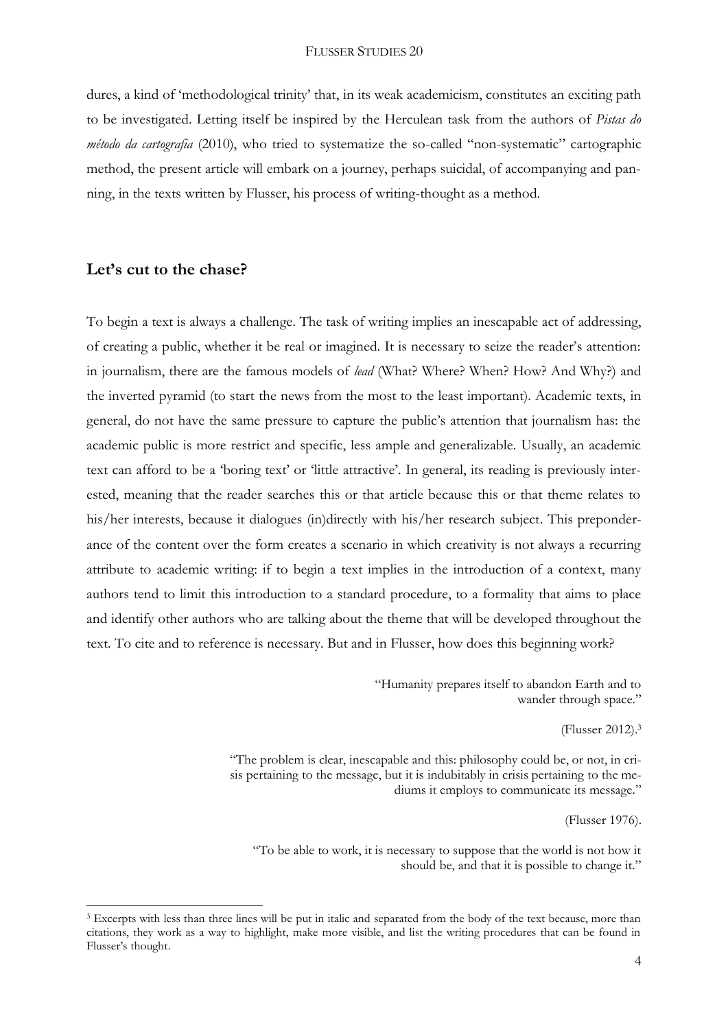dures, a kind of 'methodological trinity' that, in its weak academicism, constitutes an exciting path to be investigated. Letting itself be inspired by the Herculean task from the authors of *Pistas do método da cartografia* (2010), who tried to systematize the so-called "non-systematic" cartographic method, the present article will embark on a journey, perhaps suicidal, of accompanying and panning, in the texts written by Flusser, his process of writing-thought as a method.

## Let's cut to the chase?

To begin a text is always a challenge. The task of writing implies an inescapable act of addressing, of creating a public, whether it be real or imagined. It is necessary to seize the reader's attention: in journalism, there are the famous models of *lead* (What? Where? When? How? And Why?) and the inverted pyramid (to start the news from the most to the least important). Academic texts, in general, do not have the same pressure to capture the public's attention that journalism has: the academic public is more restrict and specific, less ample and generalizable. Usually, an academic text can afford to be a 'boring text' or 'little attractive'. In general, its reading is previously interested, meaning that the reader searches this or that article because this or that theme relates to his/her interests, because it dialogues (in)directly with his/her research subject. This preponderance of the content over the form creates a scenario in which creativity is not always a recurring attribute to academic writing: if to begin a text implies in the introduction of a context, many authors tend to limit this introduction to a standard procedure, to a formality that aims to place and identify other authors who are talking about the theme that will be developed throughout the text. To cite and to reference is necessary. But and in Flusser, how does this beginning work?

> "Humanity prepares itself to abandon Earth and to wander through space."
>
> (Flusser 2012).[3]

> "The problem is clear, inescapable and this: philosophy could be, or not, in crisis pertaining to the message, but it is indubitably in crisis pertaining to the mediums it employs to communicate its message."
>
> (Flusser 1976).

> "To be able to work, it is necessary to suppose that the world is not how it should be, and that it is possible to change it."

[3] Excerpts with less than three lines will be put in italic and separated from the body of the text because, more than citations, they work as a way to highlight, make more visible, and list the writing procedures that can be found in Flusser's thought.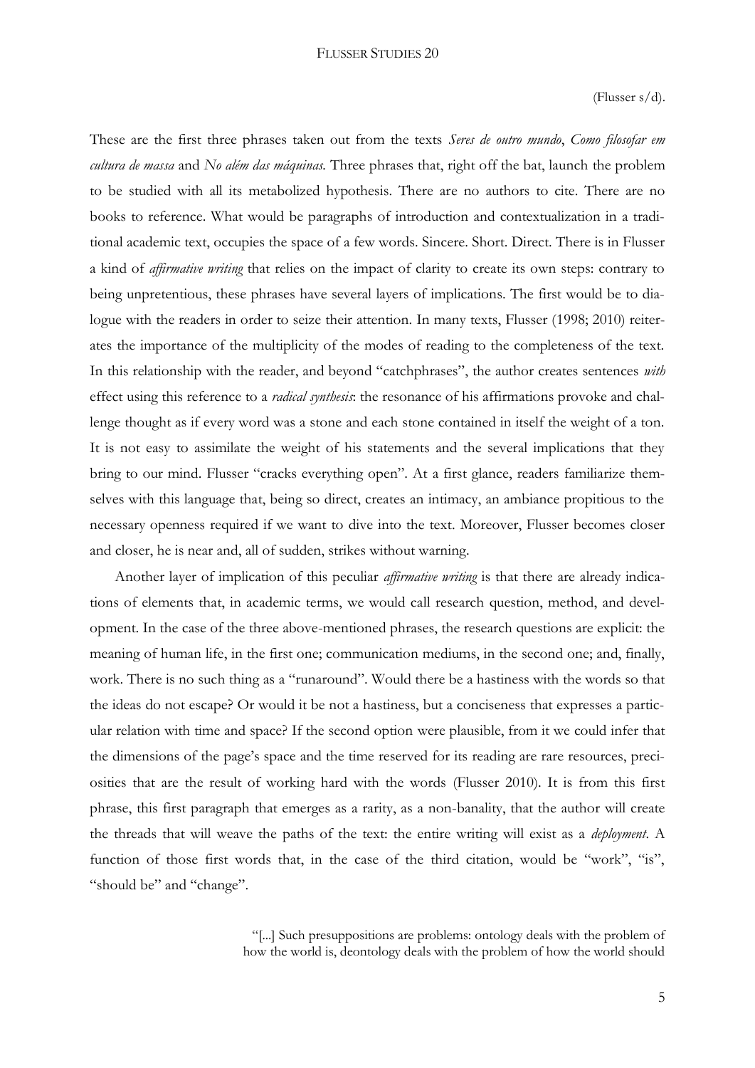(Flusser s/d).

These are the first three phrases taken out from the texts *Seres de outro mundo*, *Como filosofar em cultura de massa* and *No além das máquinas*. Three phrases that, right off the bat, launch the problem to be studied with all its metabolized hypothesis. There are no authors to cite. There are no books to reference. What would be paragraphs of introduction and contextualization in a traditional academic text, occupies the space of a few words. Sincere. Short. Direct. There is in Flusser a kind of *affirmative writing* that relies on the impact of clarity to create its own steps: contrary to being unpretentious, these phrases have several layers of implications. The first would be to dialogue with the readers in order to seize their attention. In many texts, Flusser (1998; 2010) reiterates the importance of the multiplicity of the modes of reading to the completeness of the text. In this relationship with the reader, and beyond "catchphrases", the author creates sentences *with* effect using this reference to a *radical synthesis*: the resonance of his affirmations provoke and challenge thought as if every word was a stone and each stone contained in itself the weight of a ton. It is not easy to assimilate the weight of his statements and the several implications that they bring to our mind. Flusser "cracks everything open". At a first glance, readers familiarize themselves with this language that, being so direct, creates an intimacy, an ambiance propitious to the necessary openness required if we want to dive into the text. Moreover, Flusser becomes closer and closer, he is near and, all of sudden, strikes without warning.

Another layer of implication of this peculiar *affirmative writing* is that there are already indications of elements that, in academic terms, we would call research question, method, and development. In the case of the three above-mentioned phrases, the research questions are explicit: the meaning of human life, in the first one; communication mediums, in the second one; and, finally, work. There is no such thing as a "runaround". Would there be a hastiness with the words so that the ideas do not escape? Or would it be not a hastiness, but a conciseness that expresses a particular relation with time and space? If the second option were plausible, from it we could infer that the dimensions of the page's space and the time reserved for its reading are rare resources, preciosities that are the result of working hard with the words (Flusser 2010). It is from this first phrase, this first paragraph that emerges as a rarity, as a non-banality, that the author will create the threads that will weave the paths of the text: the entire writing will exist as a *deployment*. A function of those first words that, in the case of the third citation, would be "work", "is", "should be" and "change".

> "[...] Such presuppositions are problems: ontology deals with the problem of how the world is, deontology deals with the problem of how the world should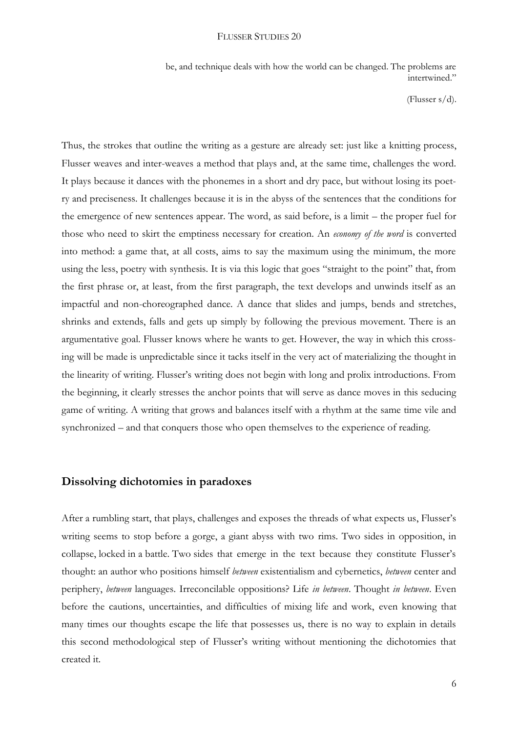> be, and technique deals with how the world can be changed. The problems are intertwined."
>
> (Flusser s/d).

Thus, the strokes that outline the writing as a gesture are already set: just like a knitting process, Flusser weaves and inter-weaves a method that plays and, at the same time, challenges the word. It plays because it dances with the phonemes in a short and dry pace, but without losing its poetry and preciseness. It challenges because it is in the abyss of the sentences that the conditions for the emergence of new sentences appear. The word, as said before, is a limit – the proper fuel for those who need to skirt the emptiness necessary for creation. An *economy of the word* is converted into method: a game that, at all costs, aims to say the maximum using the minimum, the more using the less, poetry with synthesis. It is via this logic that goes "straight to the point" that, from the first phrase or, at least, from the first paragraph, the text develops and unwinds itself as an impactful and non-choreographed dance. A dance that slides and jumps, bends and stretches, shrinks and extends, falls and gets up simply by following the previous movement. There is an argumentative goal. Flusser knows where he wants to get. However, the way in which this crossing will be made is unpredictable since it tacks itself in the very act of materializing the thought in the linearity of writing. Flusser's writing does not begin with long and prolix introductions. From the beginning, it clearly stresses the anchor points that will serve as dance moves in this seducing game of writing. A writing that grows and balances itself with a rhythm at the same time vile and synchronized – and that conquers those who open themselves to the experience of reading.

## Dissolving dichotomies in paradoxes

After a rumbling start, that plays, challenges and exposes the threads of what expects us, Flusser's writing seems to stop before a gorge, a giant abyss with two rims. Two sides in opposition, in collapse, locked in a battle. Two sides that emerge in the text because they constitute Flusser's thought: an author who positions himself *between* existentialism and cybernetics, *between* center and periphery, *between* languages. Irreconcilable oppositions? Life *in between*. Thought *in between*. Even before the cautions, uncertainties, and difficulties of mixing life and work, even knowing that many times our thoughts escape the life that possesses us, there is no way to explain in details this second methodological step of Flusser's writing without mentioning the dichotomies that created it.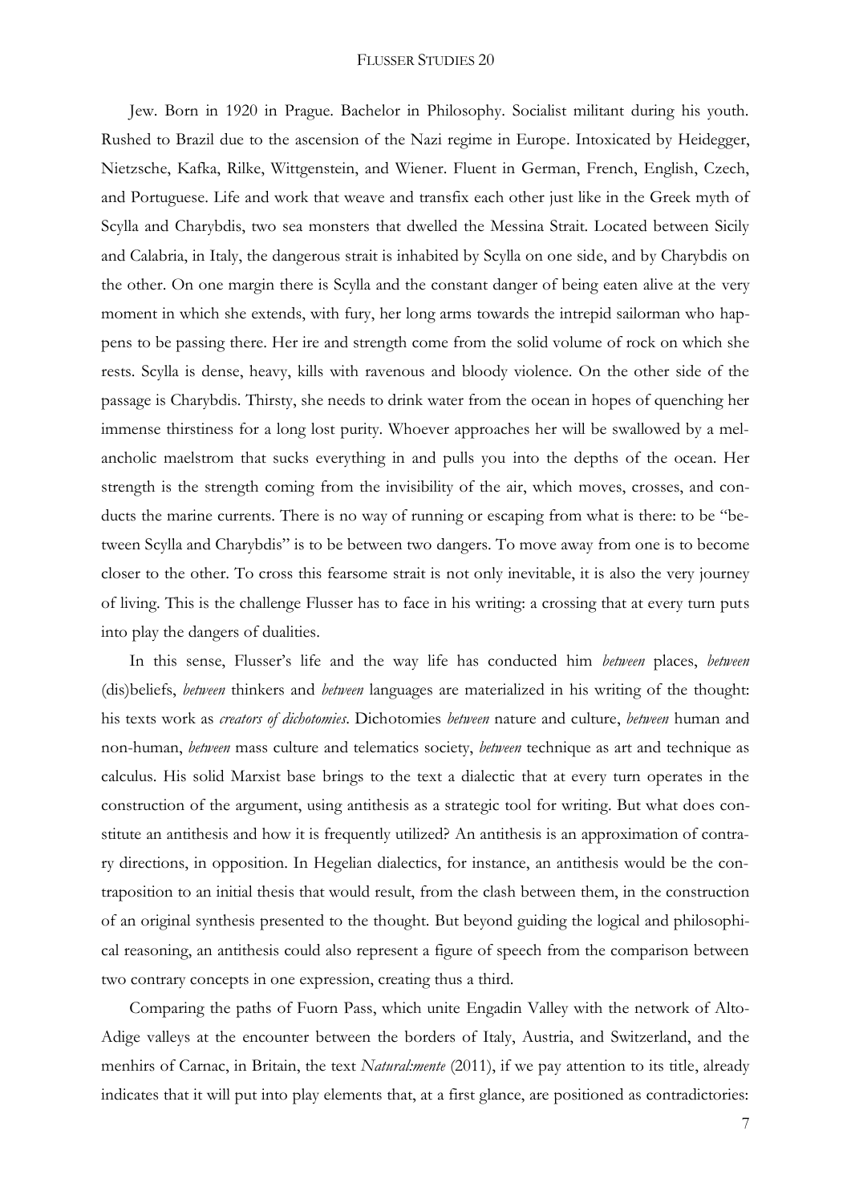Jew. Born in 1920 in Prague. Bachelor in Philosophy. Socialist militant during his youth. Rushed to Brazil due to the ascension of the Nazi regime in Europe. Intoxicated by Heidegger, Nietzsche, Kafka, Rilke, Wittgenstein, and Wiener. Fluent in German, French, English, Czech, and Portuguese. Life and work that weave and transfix each other just like in the Greek myth of Scylla and Charybdis, two sea monsters that dwelled the Messina Strait. Located between Sicily and Calabria, in Italy, the dangerous strait is inhabited by Scylla on one side, and by Charybdis on the other. On one margin there is Scylla and the constant danger of being eaten alive at the very moment in which she extends, with fury, her long arms towards the intrepid sailorman who happens to be passing there. Her ire and strength come from the solid volume of rock on which she rests. Scylla is dense, heavy, kills with ravenous and bloody violence. On the other side of the passage is Charybdis. Thirsty, she needs to drink water from the ocean in hopes of quenching her immense thirstiness for a long lost purity. Whoever approaches her will be swallowed by a melancholic maelstrom that sucks everything in and pulls you into the depths of the ocean. Her strength is the strength coming from the invisibility of the air, which moves, crosses, and conducts the marine currents. There is no way of running or escaping from what is there: to be "between Scylla and Charybdis" is to be between two dangers. To move away from one is to become closer to the other. To cross this fearsome strait is not only inevitable, it is also the very journey of living. This is the challenge Flusser has to face in his writing: a crossing that at every turn puts into play the dangers of dualities.

In this sense, Flusser's life and the way life has conducted him *between* places, *between* (dis)beliefs, *between* thinkers and *between* languages are materialized in his writing of the thought: his texts work as *creators of dichotomies*. Dichotomies *between* nature and culture, *between* human and non-human, *between* mass culture and telematics society, *between* technique as art and technique as calculus. His solid Marxist base brings to the text a dialectic that at every turn operates in the construction of the argument, using antithesis as a strategic tool for writing. But what does constitute an antithesis and how it is frequently utilized? An antithesis is an approximation of contrary directions, in opposition. In Hegelian dialectics, for instance, an antithesis would be the contraposition to an initial thesis that would result, from the clash between them, in the construction of an original synthesis presented to the thought. But beyond guiding the logical and philosophical reasoning, an antithesis could also represent a figure of speech from the comparison between two contrary concepts in one expression, creating thus a third.

Comparing the paths of Fuorn Pass, which unite Engadin Valley with the network of Alto-Adige valleys at the encounter between the borders of Italy, Austria, and Switzerland, and the menhirs of Carnac, in Britain, the text *Natural:mente* (2011), if we pay attention to its title, already indicates that it will put into play elements that, at a first glance, are positioned as contradictories: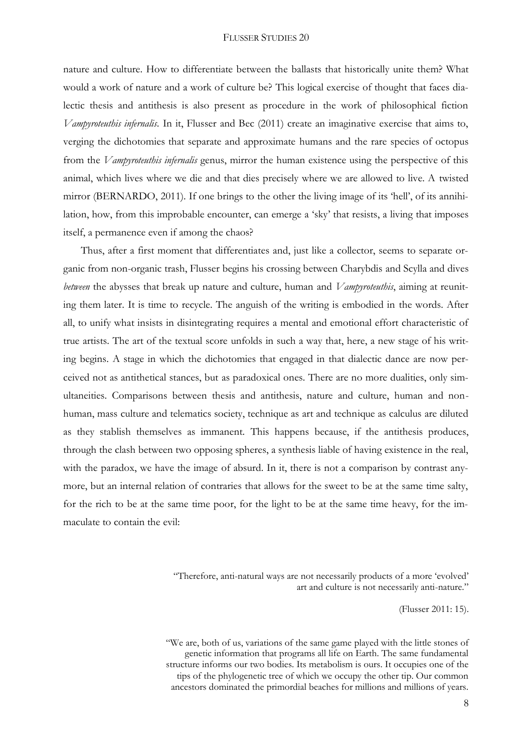nature and culture. How to differentiate between the ballasts that historically unite them? What would a work of nature and a work of culture be? This logical exercise of thought that faces dialectic thesis and antithesis is also present as procedure in the work of philosophical fiction *Vampyroteuthis infernalis*. In it, Flusser and Bec (2011) create an imaginative exercise that aims to, verging the dichotomies that separate and approximate humans and the rare species of octopus from the *Vampyroteuthis infernalis* genus, mirror the human existence using the perspective of this animal, which lives where we die and that dies precisely where we are allowed to live. A twisted mirror (BERNARDO, 2011). If one brings to the other the living image of its 'hell', of its annihilation, how, from this improbable encounter, can emerge a 'sky' that resists, a living that imposes itself, a permanence even if among the chaos?

Thus, after a first moment that differentiates and, just like a collector, seems to separate organic from non-organic trash, Flusser begins his crossing between Charybdis and Scylla and dives *between* the abysses that break up nature and culture, human and *Vampyroteuthis*, aiming at reuniting them later. It is time to recycle. The anguish of the writing is embodied in the words. After all, to unify what insists in disintegrating requires a mental and emotional effort characteristic of true artists. The art of the textual score unfolds in such a way that, here, a new stage of his writing begins. A stage in which the dichotomies that engaged in that dialectic dance are now perceived not as antithetical stances, but as paradoxical ones. There are no more dualities, only simultaneities. Comparisons between thesis and antithesis, nature and culture, human and non-human, mass culture and telematics society, technique as art and technique as calculus are diluted as they stablish themselves as immanent. This happens because, if the antithesis produces, through the clash between two opposing spheres, a synthesis liable of having existence in the real, with the paradox, we have the image of absurd. In it, there is not a comparison by contrast anymore, but an internal relation of contraries that allows for the sweet to be at the same time salty, for the rich to be at the same time poor, for the light to be at the same time heavy, for the immaculate to contain the evil:

> "Therefore, anti-natural ways are not necessarily products of a more 'evolved' art and culture is not necessarily anti-nature."
>
> (Flusser 2011: 15).

> "We are, both of us, variations of the same game played with the little stones of genetic information that programs all life on Earth. The same fundamental structure informs our two bodies. Its metabolism is ours. It occupies one of the tips of the phylogenetic tree of which we occupy the other tip. Our common ancestors dominated the primordial beaches for millions and millions of years.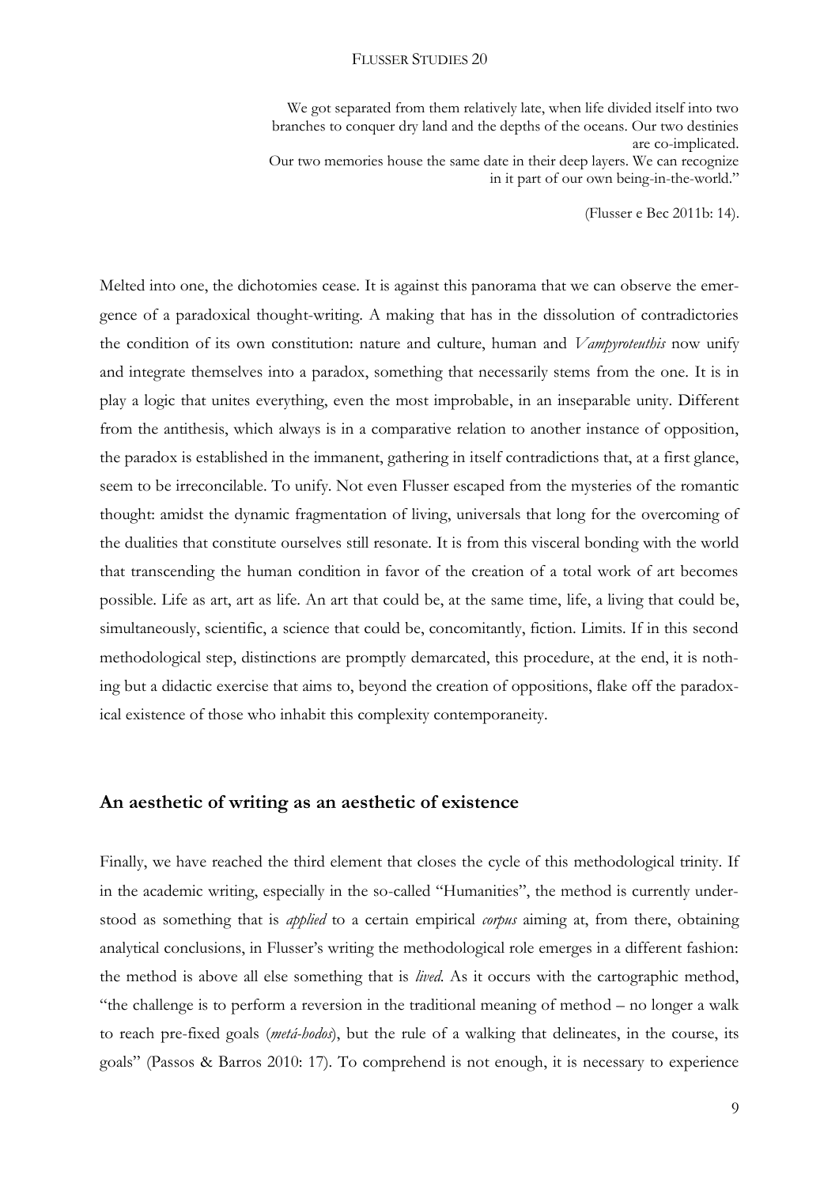> We got separated from them relatively late, when life divided itself into two branches to conquer dry land and the depths of the oceans. Our two destinies are co-implicated.
> Our two memories house the same date in their deep layers. We can recognize in it part of our own being-in-the-world."
>
> (Flusser e Bec 2011b: 14).

Melted into one, the dichotomies cease. It is against this panorama that we can observe the emergence of a paradoxical thought-writing. A making that has in the dissolution of contradictories the condition of its own constitution: nature and culture, human and *Vampyroteuthis* now unify and integrate themselves into a paradox, something that necessarily stems from the one. It is in play a logic that unites everything, even the most improbable, in an inseparable unity. Different from the antithesis, which always is in a comparative relation to another instance of opposition, the paradox is established in the immanent, gathering in itself contradictions that, at a first glance, seem to be irreconcilable. To unify. Not even Flusser escaped from the mysteries of the romantic thought: amidst the dynamic fragmentation of living, universals that long for the overcoming of the dualities that constitute ourselves still resonate. It is from this visceral bonding with the world that transcending the human condition in favor of the creation of a total work of art becomes possible. Life as art, art as life. An art that could be, at the same time, life, a living that could be, simultaneously, scientific, a science that could be, concomitantly, fiction. Limits. If in this second methodological step, distinctions are promptly demarcated, this procedure, at the end, it is nothing but a didactic exercise that aims to, beyond the creation of oppositions, flake off the paradoxical existence of those who inhabit this complexity contemporaneity.

## An aesthetic of writing as an aesthetic of existence

Finally, we have reached the third element that closes the cycle of this methodological trinity. If in the academic writing, especially in the so-called "Humanities", the method is currently understood as something that is *applied* to a certain empirical *corpus* aiming at, from there, obtaining analytical conclusions, in Flusser's writing the methodological role emerges in a different fashion: the method is above all else something that is *lived*. As it occurs with the cartographic method, "the challenge is to perform a reversion in the traditional meaning of method – no longer a walk to reach pre-fixed goals (*metá-hodos*), but the rule of a walking that delineates, in the course, its goals" (Passos & Barros 2010: 17). To comprehend is not enough, it is necessary to experience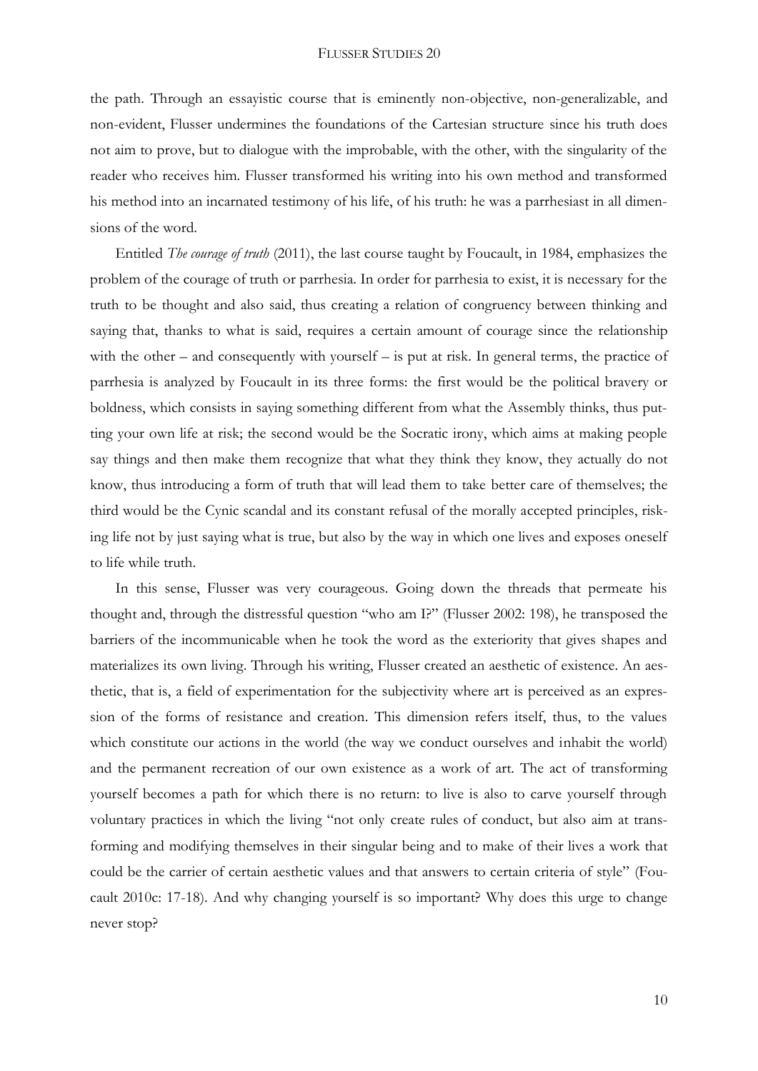the path. Through an essayistic course that is eminently non-objective, non-generalizable, and non-evident, Flusser undermines the foundations of the Cartesian structure since his truth does not aim to prove, but to dialogue with the improbable, with the other, with the singularity of the reader who receives him. Flusser transformed his writing into his own method and transformed his method into an incarnated testimony of his life, of his truth: he was a parrhesiast in all dimensions of the word.

Entitled *The courage of truth* (2011), the last course taught by Foucault, in 1984, emphasizes the problem of the courage of truth or parrhesia. In order for parrhesia to exist, it is necessary for the truth to be thought and also said, thus creating a relation of congruency between thinking and saying that, thanks to what is said, requires a certain amount of courage since the relationship with the other – and consequently with yourself – is put at risk. In general terms, the practice of parrhesia is analyzed by Foucault in its three forms: the first would be the political bravery or boldness, which consists in saying something different from what the Assembly thinks, thus putting your own life at risk; the second would be the Socratic irony, which aims at making people say things and then make them recognize that what they think they know, they actually do not know, thus introducing a form of truth that will lead them to take better care of themselves; the third would be the Cynic scandal and its constant refusal of the morally accepted principles, risking life not by just saying what is true, but also by the way in which one lives and exposes oneself to life while truth.

In this sense, Flusser was very courageous. Going down the threads that permeate his thought and, through the distressful question "who am I?" (Flusser 2002: 198), he transposed the barriers of the incommunicable when he took the word as the exteriority that gives shapes and materializes its own living. Through his writing, Flusser created an aesthetic of existence. An aesthetic, that is, a field of experimentation for the subjectivity where art is perceived as an expression of the forms of resistance and creation. This dimension refers itself, thus, to the values which constitute our actions in the world (the way we conduct ourselves and inhabit the world) and the permanent recreation of our own existence as a work of art. The act of transforming yourself becomes a path for which there is no return: to live is also to carve yourself through voluntary practices in which the living "not only create rules of conduct, but also aim at transforming and modifying themselves in their singular being and to make of their lives a work that could be the carrier of certain aesthetic values and that answers to certain criteria of style" (Foucault 2010c: 17-18). And why changing yourself is so important? Why does this urge to change never stop?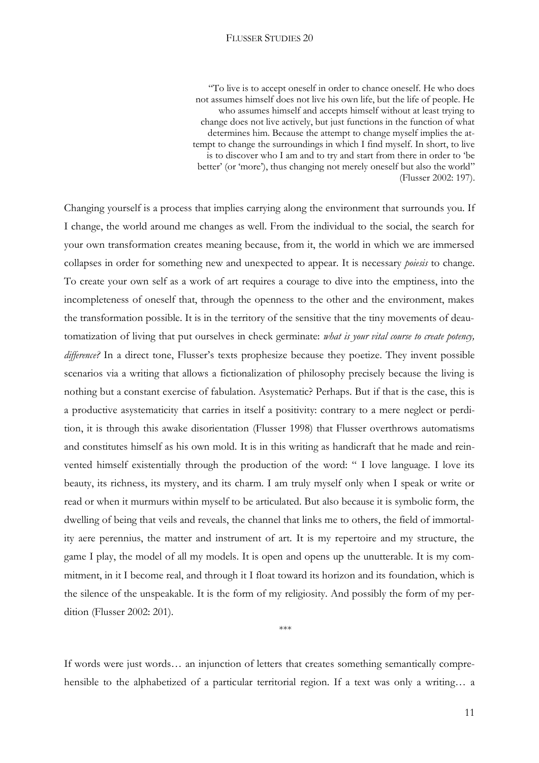> "To live is to accept oneself in order to chance oneself. He who does not assumes himself does not live his own life, but the life of people. He who assumes himself and accepts himself without at least trying to change does not live actively, but just functions in the function of what determines him. Because the attempt to change myself implies the attempt to change the surroundings in which I find myself. In short, to live is to discover who I am and to try and start from there in order to 'be better' (or 'more'), thus changing not merely oneself but also the world" (Flusser 2002: 197).

Changing yourself is a process that implies carrying along the environment that surrounds you. If I change, the world around me changes as well. From the individual to the social, the search for your own transformation creates meaning because, from it, the world in which we are immersed collapses in order for something new and unexpected to appear. It is necessary *poiesis* to change. To create your own self as a work of art requires a courage to dive into the emptiness, into the incompleteness of oneself that, through the openness to the other and the environment, makes the transformation possible. It is in the territory of the sensitive that the tiny movements of deautomatization of living that put ourselves in check germinate: *what is your vital course to create potency, difference?* In a direct tone, Flusser's texts prophesize because they poetize. They invent possible scenarios via a writing that allows a fictionalization of philosophy precisely because the living is nothing but a constant exercise of fabulation. Asystematic? Perhaps. But if that is the case, this is a productive asystematicity that carries in itself a positivity: contrary to a mere neglect or perdition, it is through this awake disorientation (Flusser 1998) that Flusser overthrows automatisms and constitutes himself as his own mold. It is in this writing as handicraft that he made and reinvented himself existentially through the production of the word: " I love language. I love its beauty, its richness, its mystery, and its charm. I am truly myself only when I speak or write or read or when it murmurs within myself to be articulated. But also because it is symbolic form, the dwelling of being that veils and reveals, the channel that links me to others, the field of immortality aere perennius, the matter and instrument of art. It is my repertoire and my structure, the game I play, the model of all my models. It is open and opens up the unutterable. It is my commitment, in it I become real, and through it I float toward its horizon and its foundation, which is the silence of the unspeakable. It is the form of my religiosity. And possibly the form of my perdition (Flusser 2002: 201).

\*\*\*

If words were just words… an injunction of letters that creates something semantically comprehensible to the alphabetized of a particular territorial region. If a text was only a writing… a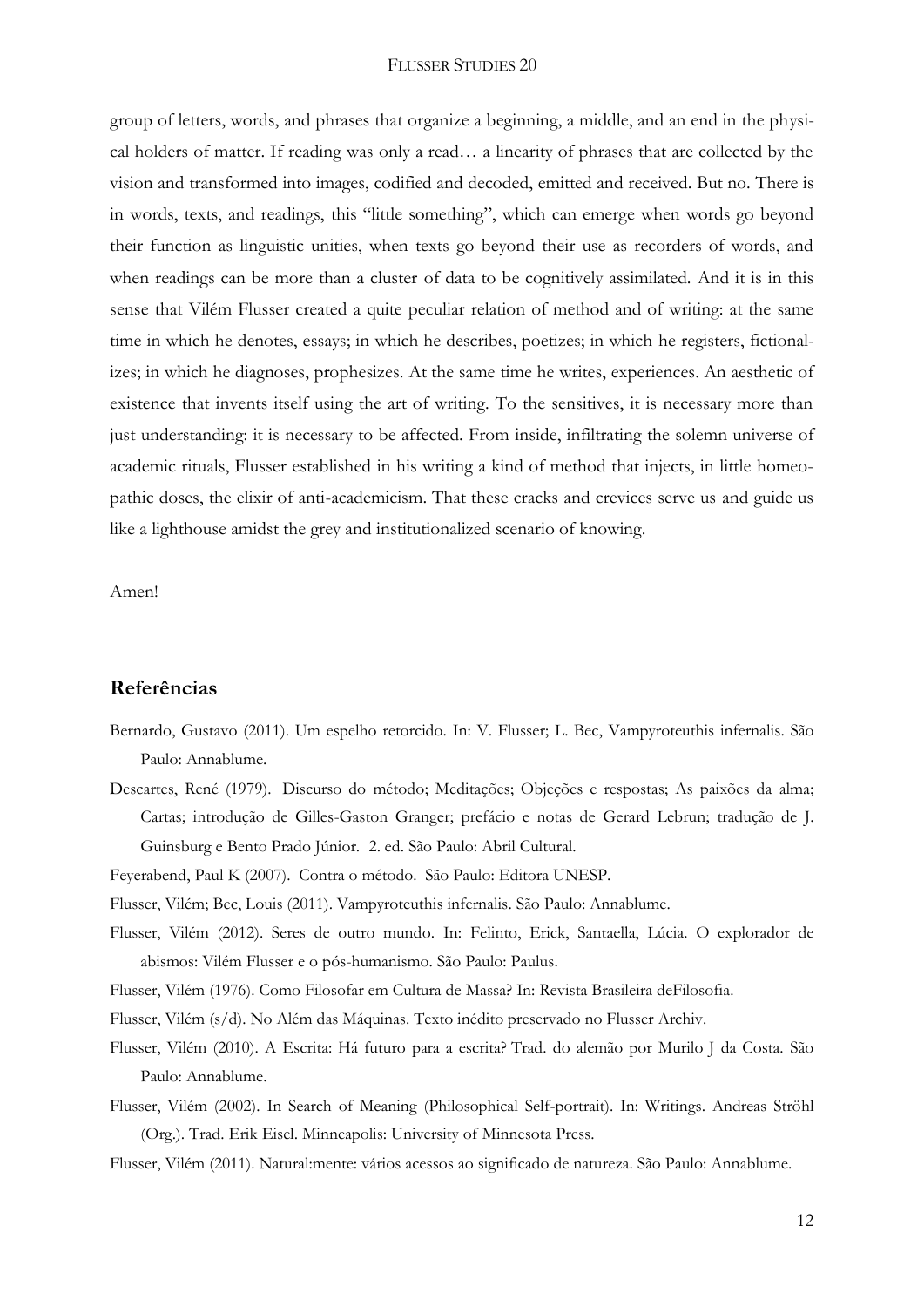group of letters, words, and phrases that organize a beginning, a middle, and an end in the physical holders of matter. If reading was only a read… a linearity of phrases that are collected by the vision and transformed into images, codified and decoded, emitted and received. But no. There is in words, texts, and readings, this "little something", which can emerge when words go beyond their function as linguistic unities, when texts go beyond their use as recorders of words, and when readings can be more than a cluster of data to be cognitively assimilated. And it is in this sense that Vilém Flusser created a quite peculiar relation of method and of writing: at the same time in which he denotes, essays; in which he describes, poetizes; in which he registers, fictionalizes; in which he diagnoses, prophesizes. At the same time he writes, experiences. An aesthetic of existence that invents itself using the art of writing. To the sensitives, it is necessary more than just understanding: it is necessary to be affected. From inside, infiltrating the solemn universe of academic rituals, Flusser established in his writing a kind of method that injects, in little homeopathic doses, the elixir of anti-academicism. That these cracks and crevices serve us and guide us like a lighthouse amidst the grey and institutionalized scenario of knowing.

Amen!

## Referências

Bernardo, Gustavo (2011). Um espelho retorcido. In: V. Flusser; L. Bec, Vampyroteuthis infernalis. São Paulo: Annablume.

Descartes, René (1979). Discurso do método; Meditações; Objeções e respostas; As paixões da alma; Cartas; introdução de Gilles-Gaston Granger; prefácio e notas de Gerard Lebrun; tradução de J. Guinsburg e Bento Prado Júnior. 2. ed. São Paulo: Abril Cultural.

Feyerabend, Paul K (2007). Contra o método. São Paulo: Editora UNESP.

Flusser, Vilém; Bec, Louis (2011). Vampyroteuthis infernalis. São Paulo: Annablume.

Flusser, Vilém (2012). Seres de outro mundo. In: Felinto, Erick, Santaella, Lúcia. O explorador de abismos: Vilém Flusser e o pós-humanismo. São Paulo: Paulus.

Flusser, Vilém (1976). Como Filosofar em Cultura de Massa? In: Revista Brasileira deFilosofia.

Flusser, Vilém (s/d). No Além das Máquinas. Texto inédito preservado no Flusser Archiv.

Flusser, Vilém (2010). A Escrita: Há futuro para a escrita? Trad. do alemão por Murilo J da Costa. São Paulo: Annablume.

Flusser, Vilém (2002). In Search of Meaning (Philosophical Self-portrait). In: Writings. Andreas Ströhl (Org.). Trad. Erik Eisel. Minneapolis: University of Minnesota Press.

Flusser, Vilém (2011). Natural:mente: vários acessos ao significado de natureza. São Paulo: Annablume.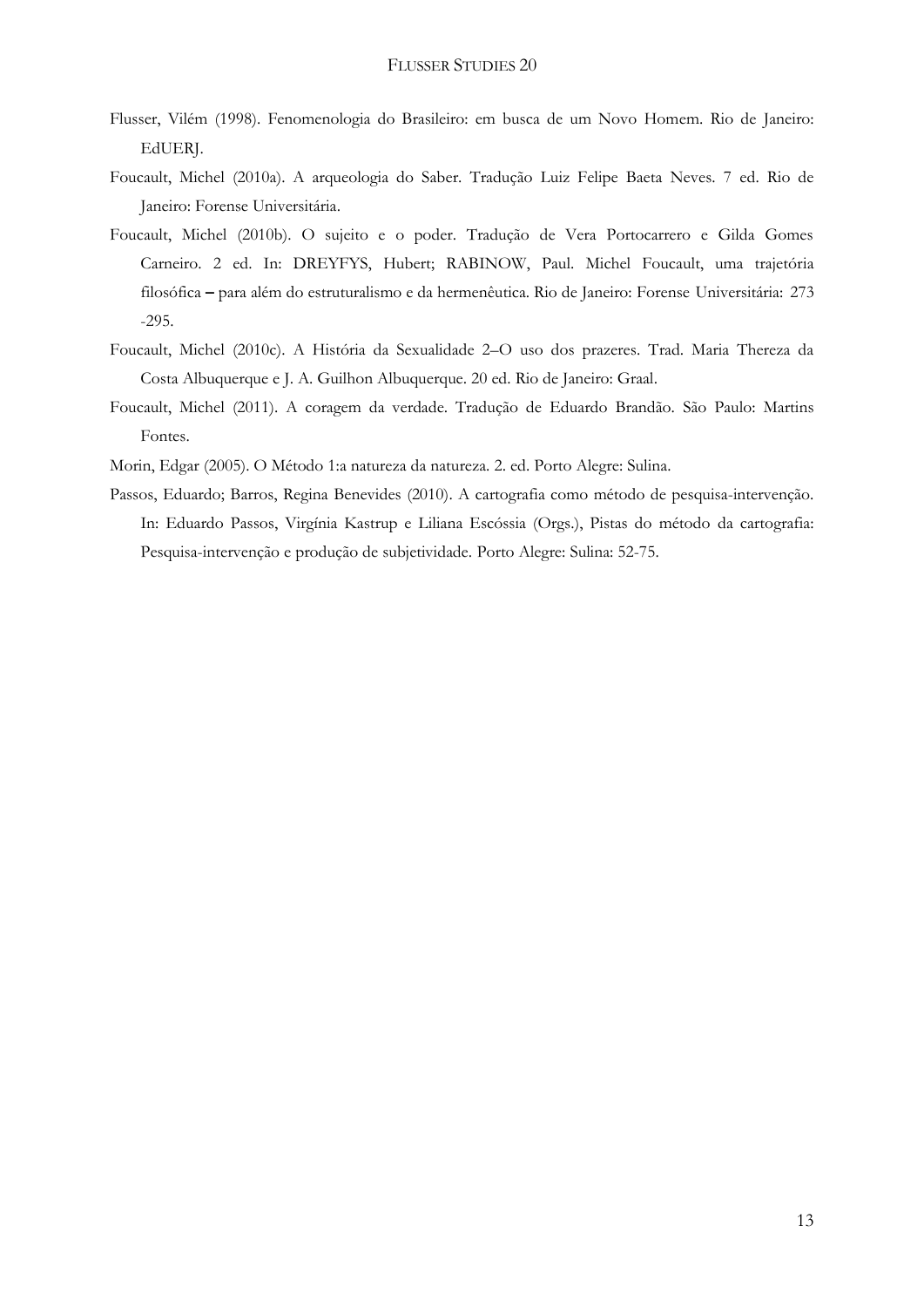Flusser, Vilém (1998). Fenomenologia do Brasileiro: em busca de um Novo Homem. Rio de Janeiro: EdUERJ.

Foucault, Michel (2010a). A arqueologia do Saber. Tradução Luiz Felipe Baeta Neves. 7 ed. Rio de Janeiro: Forense Universitária.

Foucault, Michel (2010b). O sujeito e o poder. Tradução de Vera Portocarrero e Gilda Gomes Carneiro. 2 ed. In: DREYFYS, Hubert; RABINOW, Paul. Michel Foucault, uma trajetória filosófica – para além do estruturalismo e da hermenêutica. Rio de Janeiro: Forense Universitária: 273 -295.

Foucault, Michel (2010c). A História da Sexualidade 2–O uso dos prazeres. Trad. Maria Thereza da Costa Albuquerque e J. A. Guilhon Albuquerque. 20 ed. Rio de Janeiro: Graal.

Foucault, Michel (2011). A coragem da verdade. Tradução de Eduardo Brandão. São Paulo: Martins Fontes.

Morin, Edgar (2005). O Método 1:a natureza da natureza. 2. ed. Porto Alegre: Sulina.

Passos, Eduardo; Barros, Regina Benevides (2010). A cartografia como método de pesquisa-intervenção. In: Eduardo Passos, Virgínia Kastrup e Liliana Escóssia (Orgs.), Pistas do método da cartografia: Pesquisa-intervenção e produção de subjetividade. Porto Alegre: Sulina: 52-75.